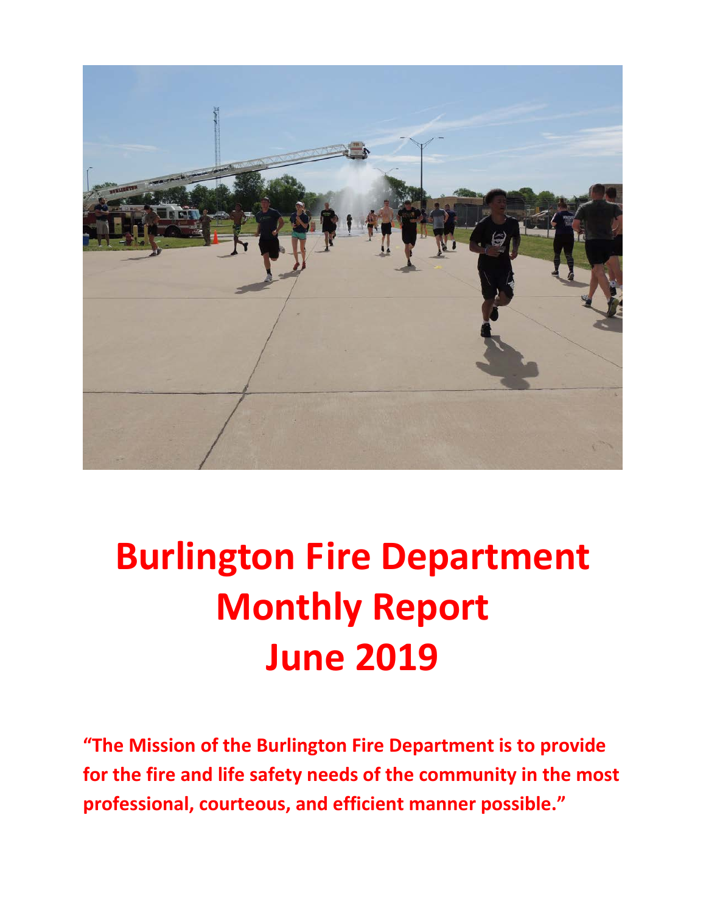# Burlington Fire Department Monthly Report June 2019

**"The Mission of the Burlington Fire Department is to provide for the fire and life safety needs of the community in the most professional, courteous, and efficient manner possible."**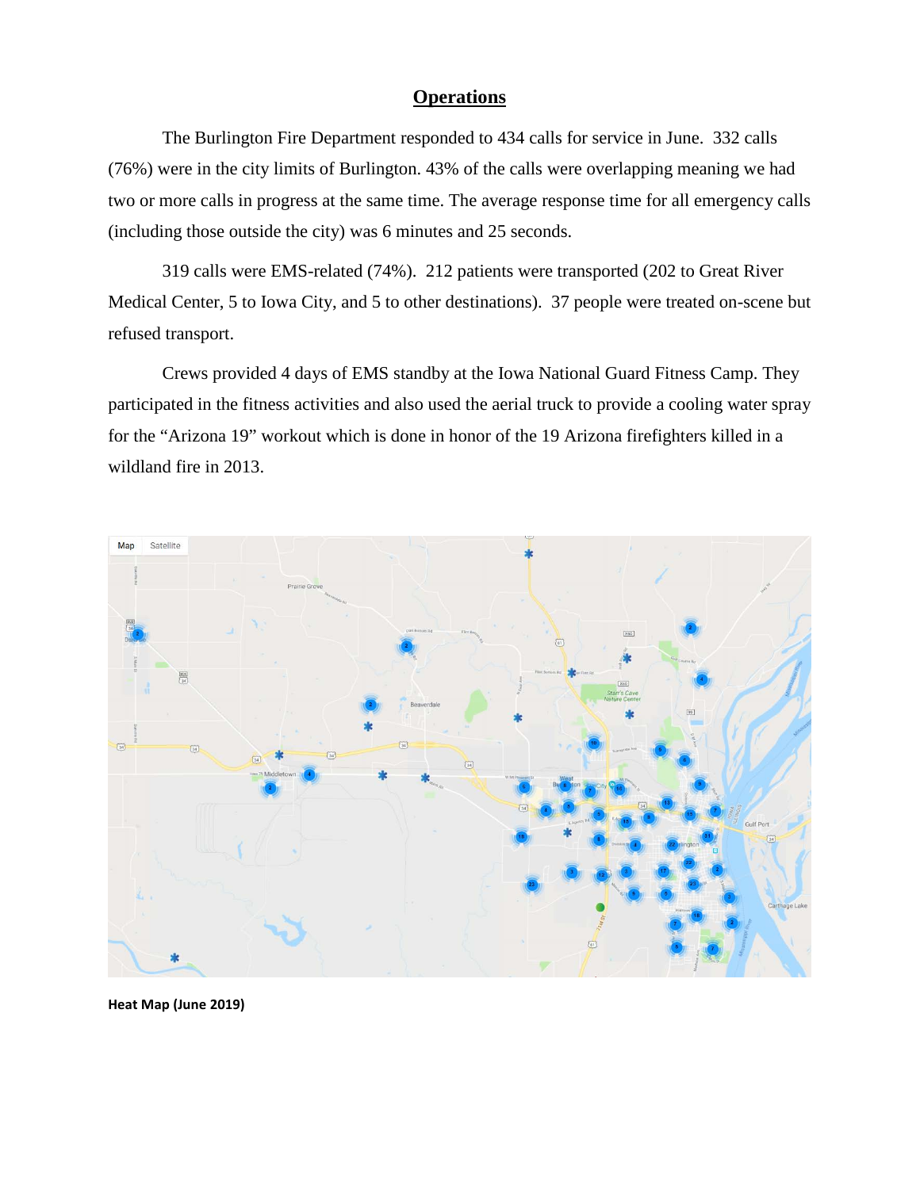## Operations

The Burlington Fire Department responded to 434 calls for service in June. 332 calls (76%) were in the city limits of Burlington. 43% of the calls were overlapping meaning we had two or more calls in progress at the same time. The average response time for all emergency calls (including those outside the city) was 6 minutes and 25 seconds.

319 calls were EMS-related (74%). 212 patients were transported (202 to Great River Medical Center, 5 to Iowa City, and 5 to other destinations). 37 people were treated on-scene but refused transport.

Crews provided 4 days of EMS standby at the Iowa National Guard Fitness Camp. They participated in the fitness activities and also used the aerial truck to provide a cooling water spray for the "Arizona 19" workout which is done in honor of the 19 Arizona firefighters killed in a wildland fire in 2013.

**Heat Map (June 2019)**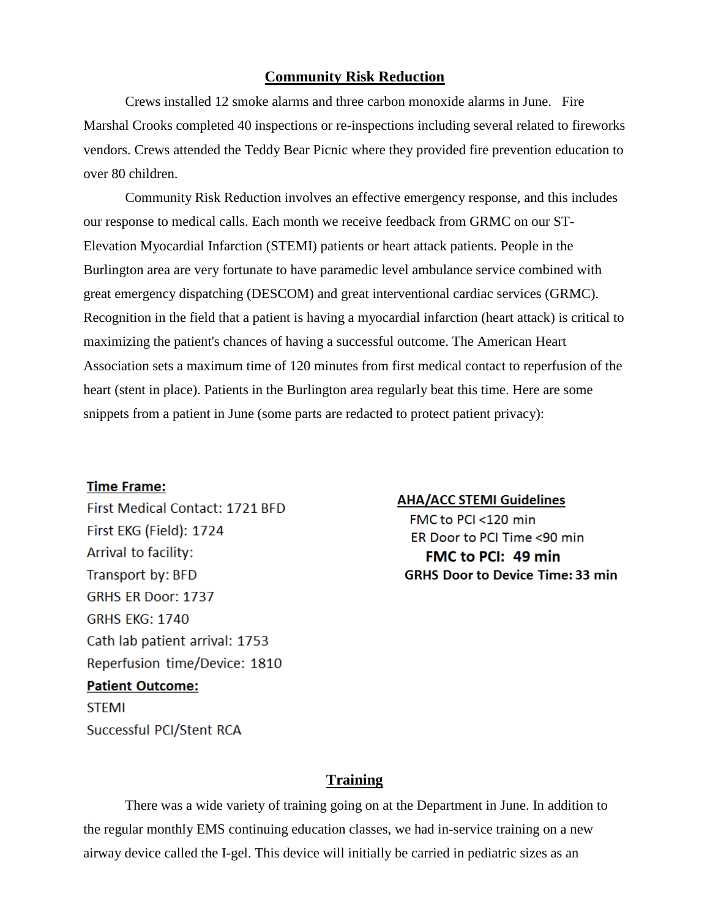## Community Risk Reduction

Crews installed 12 smoke alarms and three carbon monoxide alarms in June. Fire Marshal Crooks completed 40 inspections or re-inspections including several related to fireworks vendors. Crews attended the Teddy Bear Picnic where they provided fire prevention education to over 80 children.

Community Risk Reduction involves an effective emergency response, and this includes our response to medical calls. Each month we receive feedback from GRMC on our ST-Elevation Myocardial Infarction (STEMI) patients or heart attack patients. People in the Burlington area are very fortunate to have paramedic level ambulance service combined with great emergency dispatching (DESCOM) and great interventional cardiac services (GRMC). Recognition in the field that a patient is having a myocardial infarction (heart attack) is critical to maximizing the patient's chances of having a successful outcome. The American Heart Association sets a maximum time of 120 minutes from first medical contact to reperfusion of the heart (stent in place). Patients in the Burlington area regularly beat this time. Here are some snippets from a patient in June (some parts are redacted to protect patient privacy):

**Time Frame:**

First Medical Contact: 1721 BFD
First EKG (Field): 1724
Arrival to facility:
Transport by: BFD
GRHS ER Door: 1737
GRHS EKG: 1740
Cath lab patient arrival: 1753
Reperfusion time/Device: 1810

**Patient Outcome:**

STEMI
Successful PCI/Stent RCA

**AHA/ACC STEMI Guidelines**

FMC to PCI <120 min
ER Door to PCI Time <90 min

**FMC to PCI: 49 min**

**GRHS Door to Device Time: 33 min**

## Training

There was a wide variety of training going on at the Department in June. In addition to the regular monthly EMS continuing education classes, we had in-service training on a new airway device called the I-gel. This device will initially be carried in pediatric sizes as an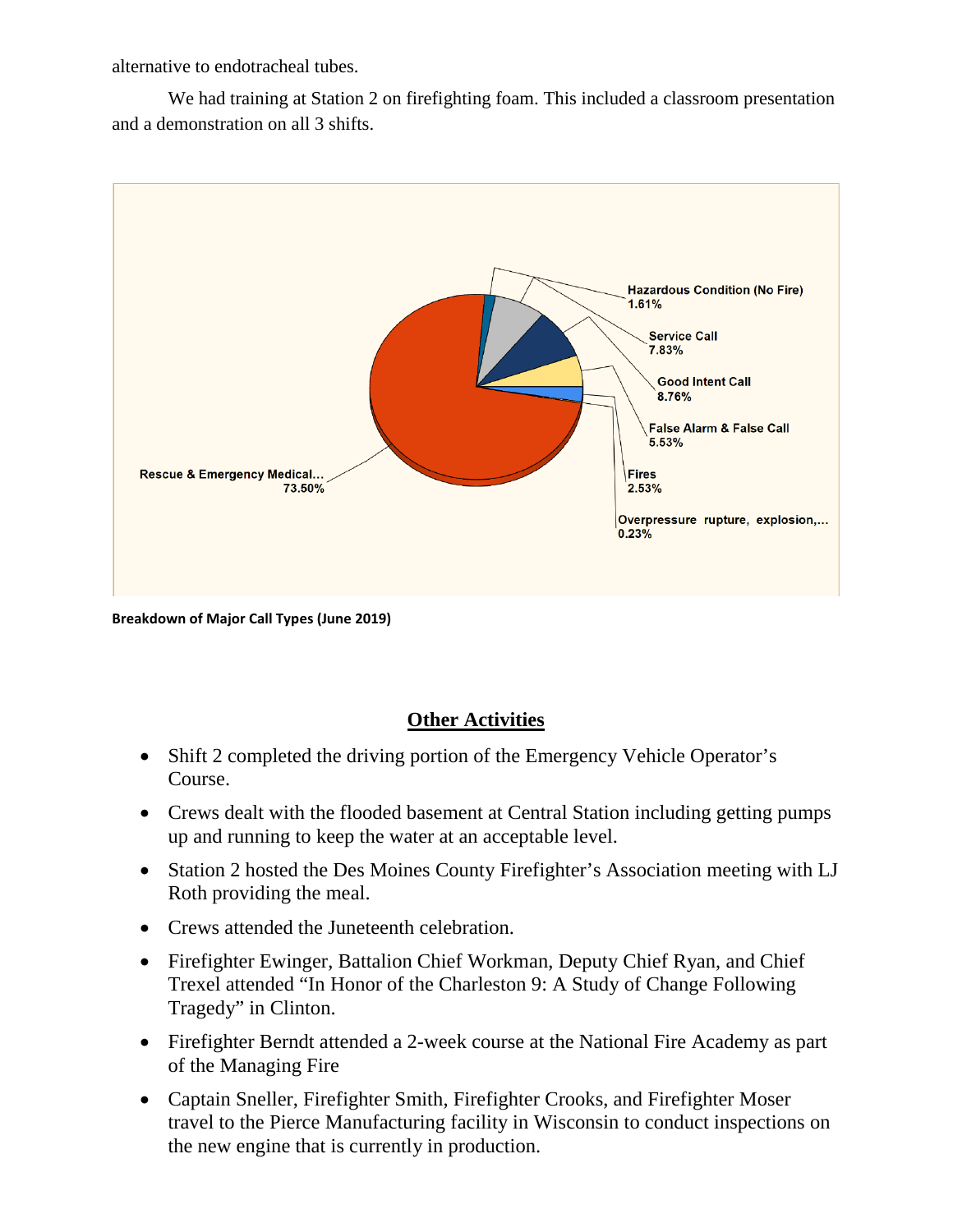alternative to endotracheal tubes.

We had training at Station 2 on firefighting foam. This included a classroom presentation and a demonstration on all 3 shifts.

| Call Type | Percentage |
|---|---|
| Hazardous Condition (No Fire) | 1.61% |
| Service Call | 7.83% |
| Good Intent Call | 8.76% |
| False Alarm & False Call | 5.53% |
| Fires | 2.53% |
| Overpressure rupture, explosion,... | 0.23% |
| Rescue & Emergency Medical... | 73.50% |

**Breakdown of Major Call Types (June 2019)**

## Other Activities

- Shift 2 completed the driving portion of the Emergency Vehicle Operator's Course.
- Crews dealt with the flooded basement at Central Station including getting pumps up and running to keep the water at an acceptable level.
- Station 2 hosted the Des Moines County Firefighter's Association meeting with LJ Roth providing the meal.
- Crews attended the Juneteenth celebration.
- Firefighter Ewinger, Battalion Chief Workman, Deputy Chief Ryan, and Chief Trexel attended "In Honor of the Charleston 9: A Study of Change Following Tragedy" in Clinton.
- Firefighter Berndt attended a 2-week course at the National Fire Academy as part of the Managing Fire
- Captain Sneller, Firefighter Smith, Firefighter Crooks, and Firefighter Moser travel to the Pierce Manufacturing facility in Wisconsin to conduct inspections on the new engine that is currently in production.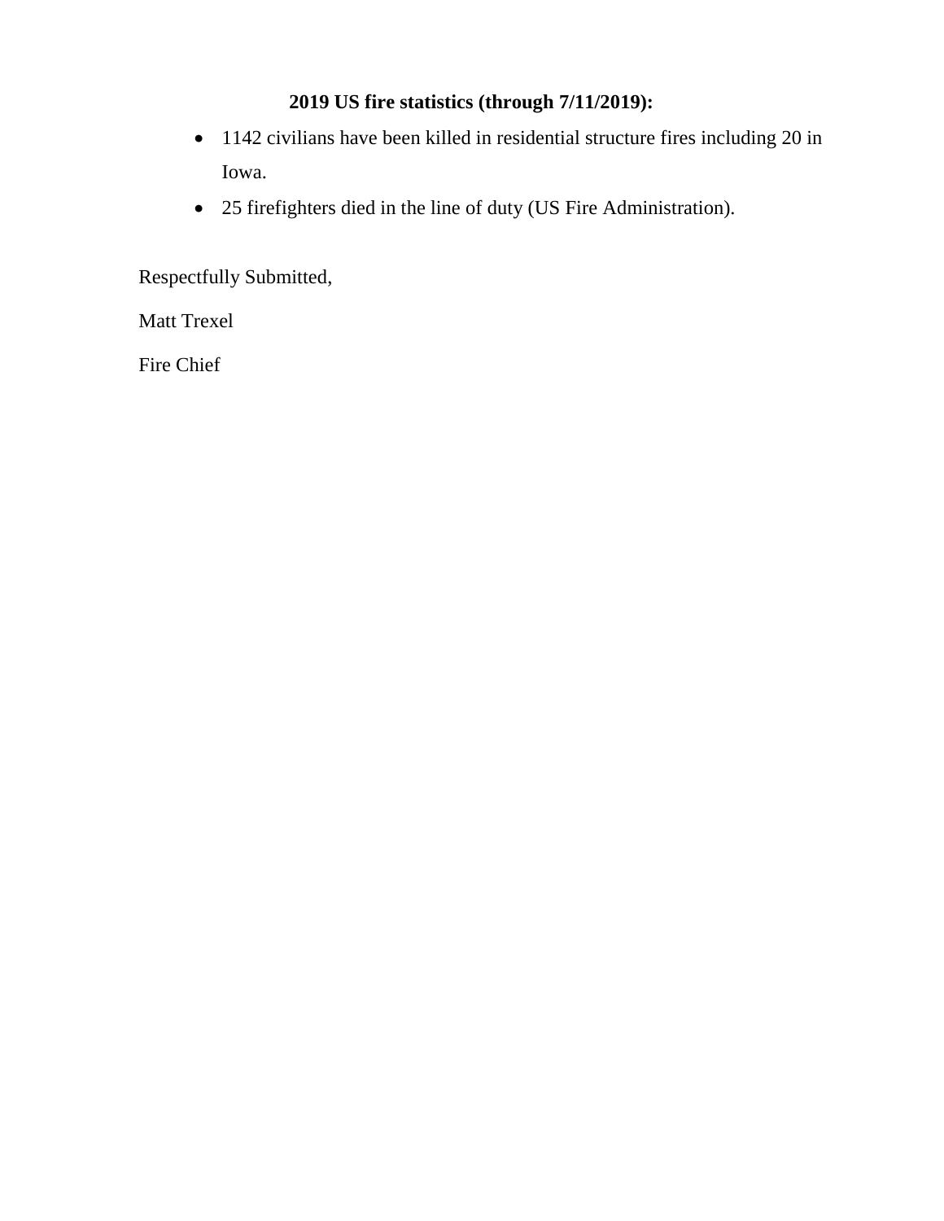**2019 US fire statistics (through 7/11/2019):**

- 1142 civilians have been killed in residential structure fires including 20 in Iowa.
- 25 firefighters died in the line of duty (US Fire Administration).

Respectfully Submitted,

Matt Trexel

Fire Chief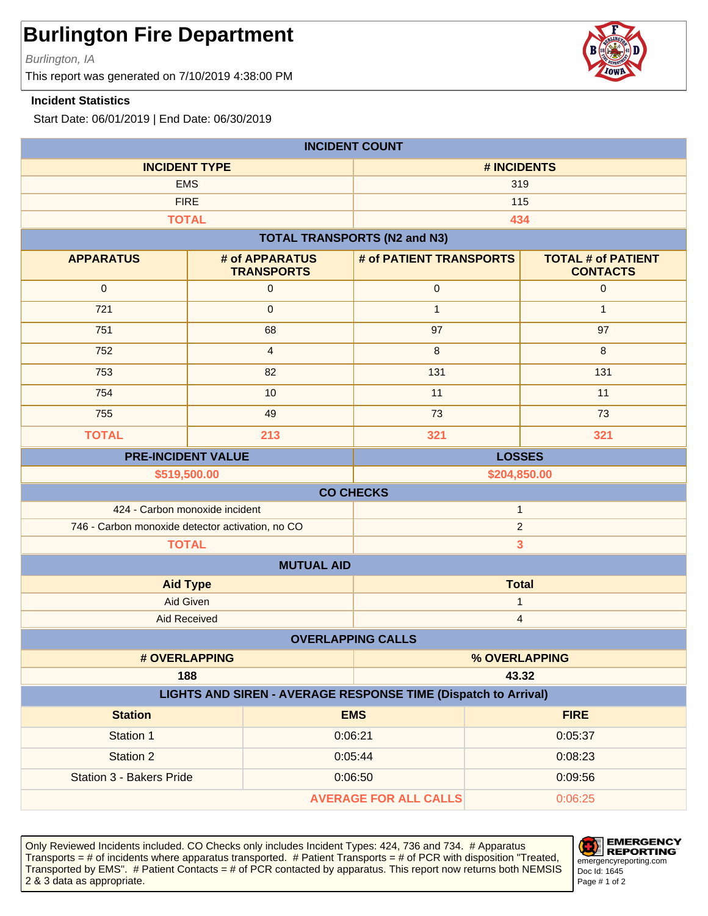# Burlington Fire Department

*Burlington, IA*

This report was generated on 7/10/2019 4:38:00 PM

**Incident Statistics**

Start Date: 06/01/2019 | End Date: 06/30/2019

| INCIDENT COUNT | |
|---|---|
| **INCIDENT TYPE** | **# INCIDENTS** |
| EMS | 319 |
| FIRE | 115 |
| **TOTAL** | **434** |

**TOTAL TRANSPORTS (N2 and N3)**

| APPARATUS | # of APPARATUS TRANSPORTS | # of PATIENT TRANSPORTS | TOTAL # of PATIENT CONTACTS |
|---|---|---|---|
| 0 | 0 | 0 | 0 |
| 721 | 0 | 1 | 1 |
| 751 | 68 | 97 | 97 |
| 752 | 4 | 8 | 8 |
| 753 | 82 | 131 | 131 |
| 754 | 10 | 11 | 11 |
| 755 | 49 | 73 | 73 |
| **TOTAL** | **213** | **321** | **321** |

| PRE-INCIDENT VALUE | LOSSES |
|---|---|
| **$519,500.00** | **$204,850.00** |

| CO CHECKS | |
|---|---|
| 424 - Carbon monoxide incident | 1 |
| 746 - Carbon monoxide detector activation, no CO | 2 |
| **TOTAL** | **3** |

| MUTUAL AID | |
|---|---|
| **Aid Type** | **Total** |
| Aid Given | 1 |
| Aid Received | 4 |

| OVERLAPPING CALLS | |
|---|---|
| **# OVERLAPPING** | **% OVERLAPPING** |
| **188** | **43.32** |

**LIGHTS AND SIREN - AVERAGE RESPONSE TIME (Dispatch to Arrival)**

| Station | EMS | FIRE |
|---|---|---|
| Station 1 | 0:06:21 | 0:05:37 |
| Station 2 | 0:05:44 | 0:08:23 |
| Station 3 - Bakers Pride | 0:06:50 | 0:09:56 |
| | **AVERAGE FOR ALL CALLS** | 0:06:25 |

Only Reviewed Incidents included. CO Checks only includes Incident Types: 424, 736 and 734. # Apparatus Transports = # of incidents where apparatus transported. # Patient Transports = # of PCR with disposition "Treated, Transported by EMS". # Patient Contacts = # of PCR contacted by apparatus. This report now returns both NEMSIS 2 & 3 data as appropriate.

EMERGENCY REPORTING
emergencyreporting.com
Doc Id: 1645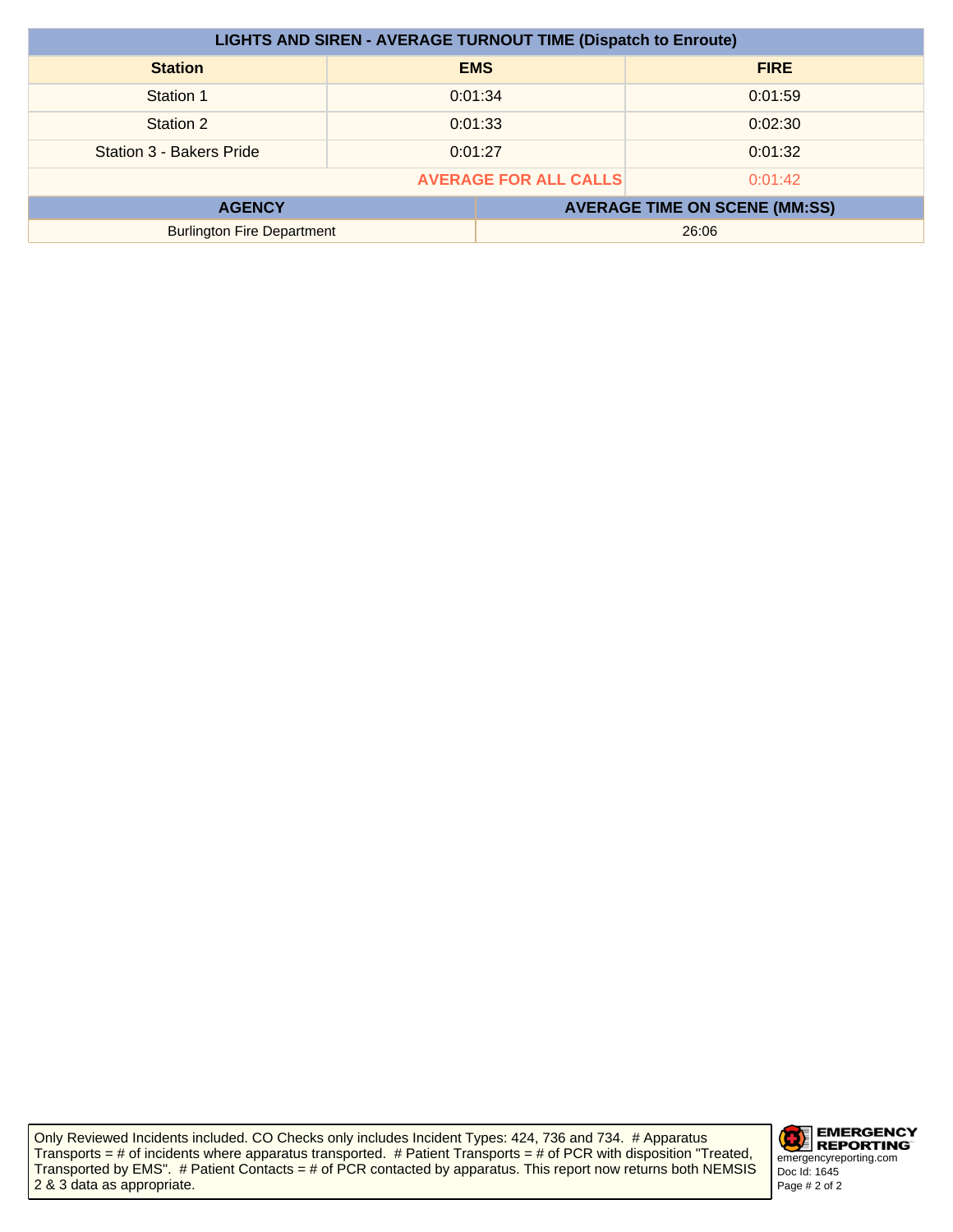| LIGHTS AND SIREN - AVERAGE TURNOUT TIME (Dispatch to Enroute) | | |
|---|---|---|
| **Station** | **EMS** | **FIRE** |
| Station 1 | 0:01:34 | 0:01:59 |
| Station 2 | 0:01:33 | 0:02:30 |
| Station 3 - Bakers Pride | 0:01:27 | 0:01:32 |
| | **AVERAGE FOR ALL CALLS** | 0:01:42 |

| AGENCY | AVERAGE TIME ON SCENE (MM:SS) |
|---|---|
| Burlington Fire Department | 26:06 |

Only Reviewed Incidents included. CO Checks only includes Incident Types: 424, 736 and 734. # Apparatus Transports = # of incidents where apparatus transported. # Patient Transports = # of PCR with disposition "Treated, Transported by EMS". # Patient Contacts = # of PCR contacted by apparatus. This report now returns both NEMSIS 2 & 3 data as appropriate.

EMERGENCY REPORTING
emergencyreporting.com
Doc Id: 1645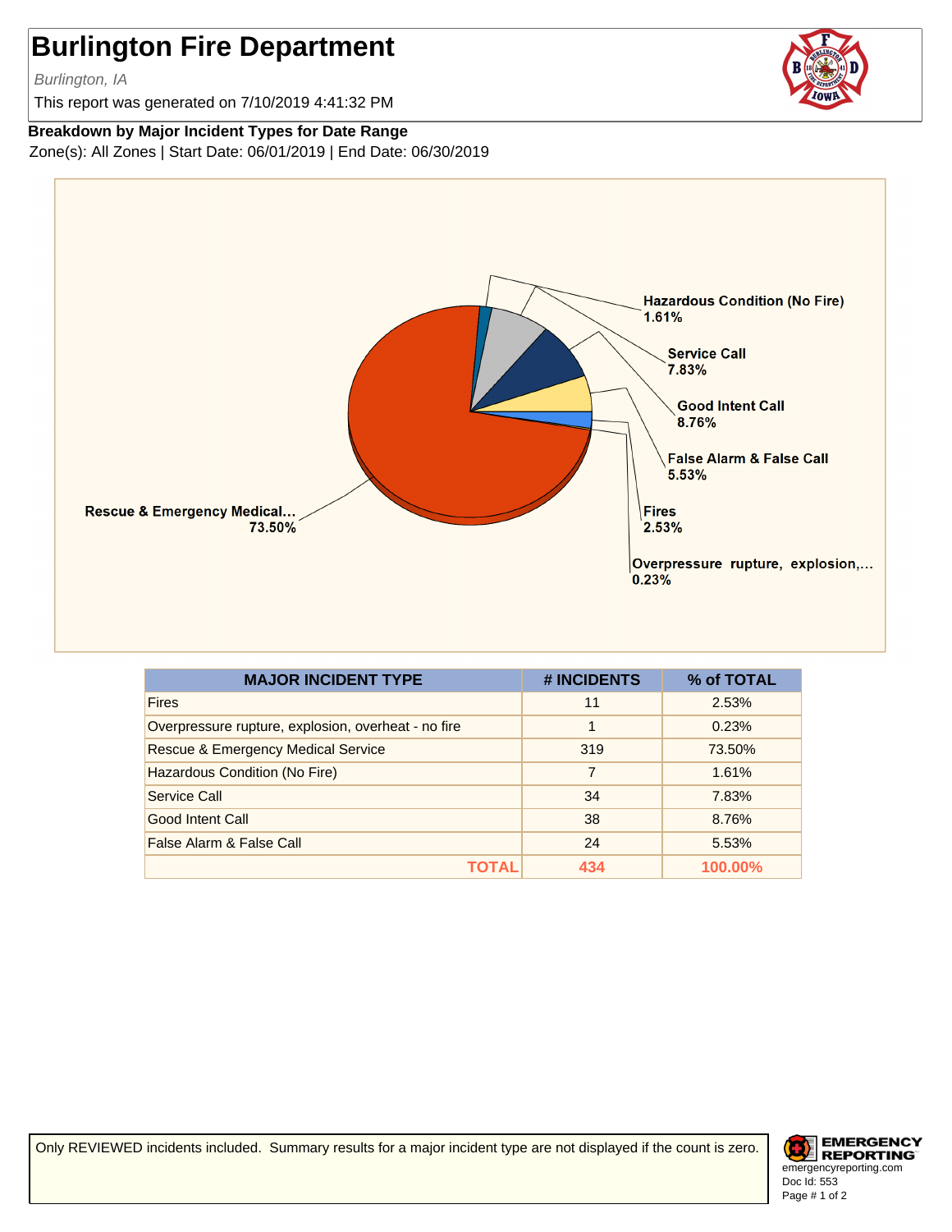# Burlington Fire Department

*Burlington, IA*

This report was generated on 7/10/2019 4:41:32 PM

**Breakdown by Major Incident Types for Date Range**

Zone(s): All Zones | Start Date: 06/01/2019 | End Date: 06/30/2019

Hazardous Condition (No Fire) 1.61%
Service Call 7.83%
Good Intent Call 8.76%
False Alarm & False Call 5.53%
Fires 2.53%
Overpressure rupture, explosion,... 0.23%
Rescue & Emergency Medical... 73.50%

| MAJOR INCIDENT TYPE | # INCIDENTS | % of TOTAL |
|---|---|---|
| Fires | 11 | 2.53% |
| Overpressure rupture, explosion, overheat - no fire | 1 | 0.23% |
| Rescue & Emergency Medical Service | 319 | 73.50% |
| Hazardous Condition (No Fire) | 7 | 1.61% |
| Service Call | 34 | 7.83% |
| Good Intent Call | 38 | 8.76% |
| False Alarm & False Call | 24 | 5.53% |
| **TOTAL** | **434** | **100.00%** |

Only REVIEWED incidents included. Summary results for a major incident type are not displayed if the count is zero.

EMERGENCY REPORTING
emergencyreporting.com
Doc Id: 553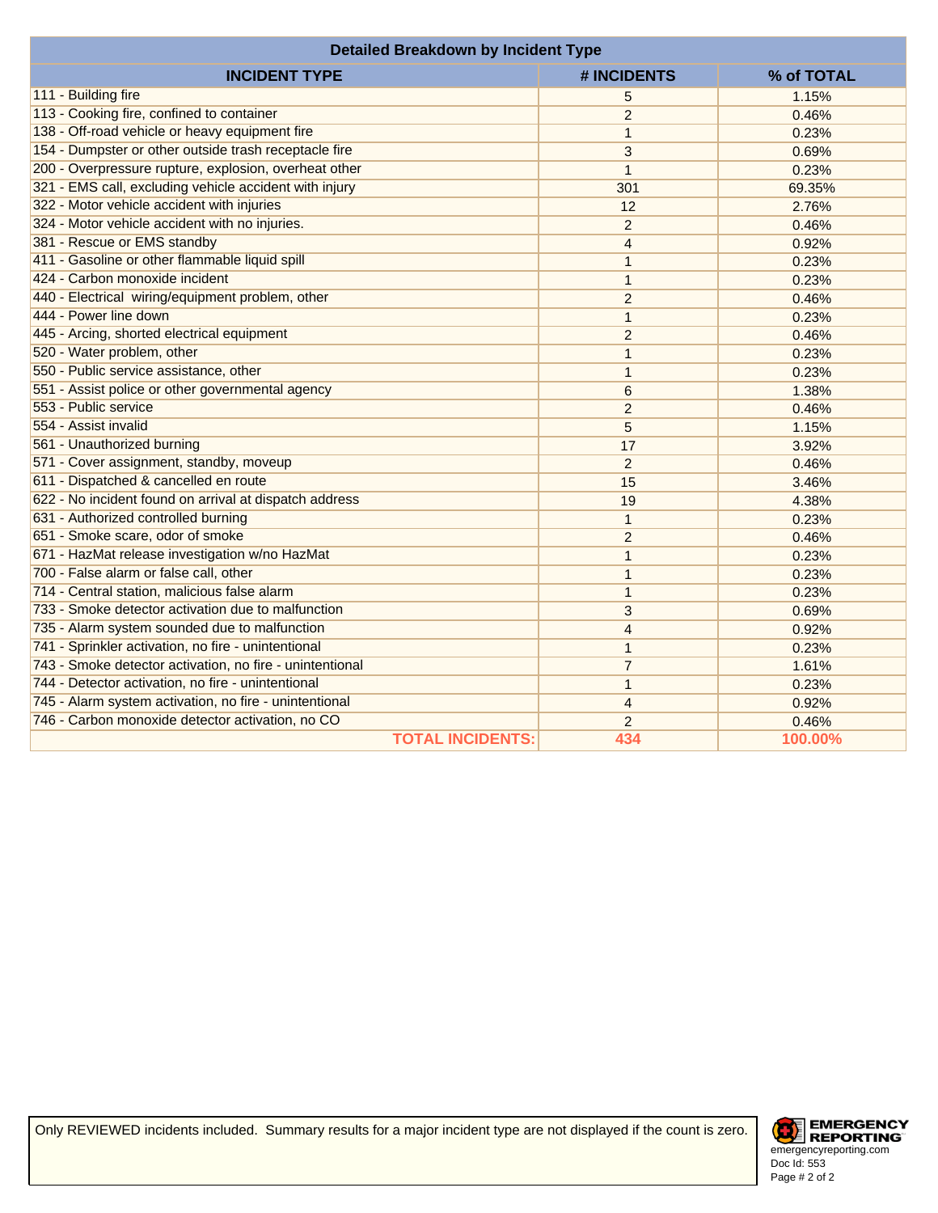## Detailed Breakdown by Incident Type

| INCIDENT TYPE | # INCIDENTS | % of TOTAL |
|---|---|---|
| 111 - Building fire | 5 | 1.15% |
| 113 - Cooking fire, confined to container | 2 | 0.46% |
| 138 - Off-road vehicle or heavy equipment fire | 1 | 0.23% |
| 154 - Dumpster or other outside trash receptacle fire | 3 | 0.69% |
| 200 - Overpressure rupture, explosion, overheat other | 1 | 0.23% |
| 321 - EMS call, excluding vehicle accident with injury | 301 | 69.35% |
| 322 - Motor vehicle accident with injuries | 12 | 2.76% |
| 324 - Motor vehicle accident with no injuries. | 2 | 0.46% |
| 381 - Rescue or EMS standby | 4 | 0.92% |
| 411 - Gasoline or other flammable liquid spill | 1 | 0.23% |
| 424 - Carbon monoxide incident | 1 | 0.23% |
| 440 - Electrical wiring/equipment problem, other | 2 | 0.46% |
| 444 - Power line down | 1 | 0.23% |
| 445 - Arcing, shorted electrical equipment | 2 | 0.46% |
| 520 - Water problem, other | 1 | 0.23% |
| 550 - Public service assistance, other | 1 | 0.23% |
| 551 - Assist police or other governmental agency | 6 | 1.38% |
| 553 - Public service | 2 | 0.46% |
| 554 - Assist invalid | 5 | 1.15% |
| 561 - Unauthorized burning | 17 | 3.92% |
| 571 - Cover assignment, standby, moveup | 2 | 0.46% |
| 611 - Dispatched & cancelled en route | 15 | 3.46% |
| 622 - No incident found on arrival at dispatch address | 19 | 4.38% |
| 631 - Authorized controlled burning | 1 | 0.23% |
| 651 - Smoke scare, odor of smoke | 2 | 0.46% |
| 671 - HazMat release investigation w/no HazMat | 1 | 0.23% |
| 700 - False alarm or false call, other | 1 | 0.23% |
| 714 - Central station, malicious false alarm | 1 | 0.23% |
| 733 - Smoke detector activation due to malfunction | 3 | 0.69% |
| 735 - Alarm system sounded due to malfunction | 4 | 0.92% |
| 741 - Sprinkler activation, no fire - unintentional | 1 | 0.23% |
| 743 - Smoke detector activation, no fire - unintentional | 7 | 1.61% |
| 744 - Detector activation, no fire - unintentional | 1 | 0.23% |
| 745 - Alarm system activation, no fire - unintentional | 4 | 0.92% |
| 746 - Carbon monoxide detector activation, no CO | 2 | 0.46% |
| **TOTAL INCIDENTS:** | **434** | **100.00%** |

Only REVIEWED incidents included. Summary results for a major incident type are not displayed if the count is zero.

EMERGENCY REPORTING
emergencyreporting.com
Doc Id: 553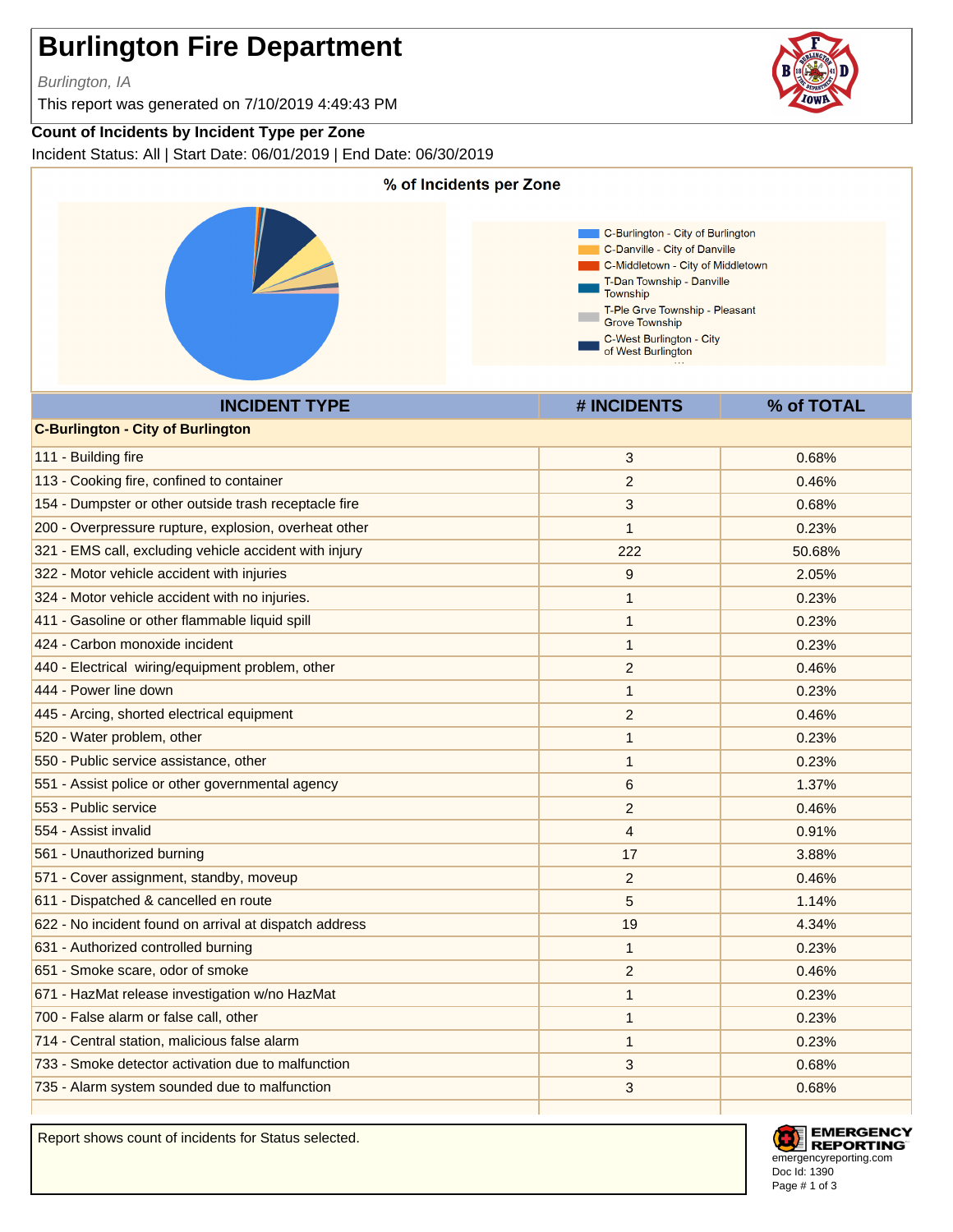# Burlington Fire Department

*Burlington, IA*

This report was generated on 7/10/2019 4:49:43 PM

**Count of Incidents by Incident Type per Zone**

Incident Status: All | Start Date: 06/01/2019 | End Date: 06/30/2019

**% of Incidents per Zone**

- C-Burlington - City of Burlington
- C-Danville - City of Danville
- C-Middletown - City of Middletown
- T-Dan Township - Danville Township
- T-Ple Grve Township - Pleasant Grove Township
- C-West Burlington - City of West Burlington

| INCIDENT TYPE | # INCIDENTS | % of TOTAL |
|---|---|---|
| **C-Burlington - City of Burlington** | | |
| 111 - Building fire | 3 | 0.68% |
| 113 - Cooking fire, confined to container | 2 | 0.46% |
| 154 - Dumpster or other outside trash receptacle fire | 3 | 0.68% |
| 200 - Overpressure rupture, explosion, overheat other | 1 | 0.23% |
| 321 - EMS call, excluding vehicle accident with injury | 222 | 50.68% |
| 322 - Motor vehicle accident with injuries | 9 | 2.05% |
| 324 - Motor vehicle accident with no injuries. | 1 | 0.23% |
| 411 - Gasoline or other flammable liquid spill | 1 | 0.23% |
| 424 - Carbon monoxide incident | 1 | 0.23% |
| 440 - Electrical wiring/equipment problem, other | 2 | 0.46% |
| 444 - Power line down | 1 | 0.23% |
| 445 - Arcing, shorted electrical equipment | 2 | 0.46% |
| 520 - Water problem, other | 1 | 0.23% |
| 550 - Public service assistance, other | 1 | 0.23% |
| 551 - Assist police or other governmental agency | 6 | 1.37% |
| 553 - Public service | 2 | 0.46% |
| 554 - Assist invalid | 4 | 0.91% |
| 561 - Unauthorized burning | 17 | 3.88% |
| 571 - Cover assignment, standby, moveup | 2 | 0.46% |
| 611 - Dispatched & cancelled en route | 5 | 1.14% |
| 622 - No incident found on arrival at dispatch address | 19 | 4.34% |
| 631 - Authorized controlled burning | 1 | 0.23% |
| 651 - Smoke scare, odor of smoke | 2 | 0.46% |
| 671 - HazMat release investigation w/no HazMat | 1 | 0.23% |
| 700 - False alarm or false call, other | 1 | 0.23% |
| 714 - Central station, malicious false alarm | 1 | 0.23% |
| 733 - Smoke detector activation due to malfunction | 3 | 0.68% |
| 735 - Alarm system sounded due to malfunction | 3 | 0.68% |

Report shows count of incidents for Status selected.

EMERGENCY REPORTING
emergencyreporting.com
Doc Id: 1390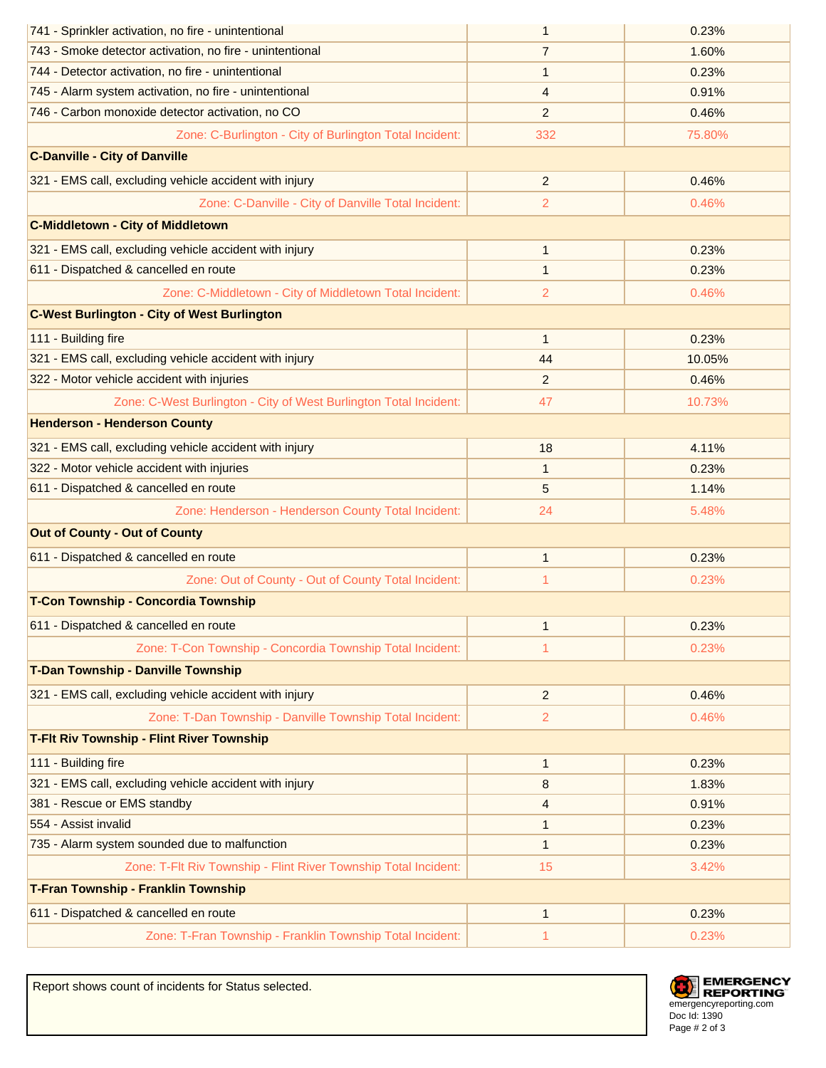| | | |
|---|---|---|
| 741 - Sprinkler activation, no fire - unintentional | 1 | 0.23% |
| 743 - Smoke detector activation, no fire - unintentional | 7 | 1.60% |
| 744 - Detector activation, no fire - unintentional | 1 | 0.23% |
| 745 - Alarm system activation, no fire - unintentional | 4 | 0.91% |
| 746 - Carbon monoxide detector activation, no CO | 2 | 0.46% |
| Zone: C-Burlington - City of Burlington Total Incident: | 332 | 75.80% |
| **C-Danville - City of Danville** | | |
| 321 - EMS call, excluding vehicle accident with injury | 2 | 0.46% |
| Zone: C-Danville - City of Danville Total Incident: | 2 | 0.46% |
| **C-Middletown - City of Middletown** | | |
| 321 - EMS call, excluding vehicle accident with injury | 1 | 0.23% |
| 611 - Dispatched & cancelled en route | 1 | 0.23% |
| Zone: C-Middletown - City of Middletown Total Incident: | 2 | 0.46% |
| **C-West Burlington - City of West Burlington** | | |
| 111 - Building fire | 1 | 0.23% |
| 321 - EMS call, excluding vehicle accident with injury | 44 | 10.05% |
| 322 - Motor vehicle accident with injuries | 2 | 0.46% |
| Zone: C-West Burlington - City of West Burlington Total Incident: | 47 | 10.73% |
| **Henderson - Henderson County** | | |
| 321 - EMS call, excluding vehicle accident with injury | 18 | 4.11% |
| 322 - Motor vehicle accident with injuries | 1 | 0.23% |
| 611 - Dispatched & cancelled en route | 5 | 1.14% |
| Zone: Henderson - Henderson County Total Incident: | 24 | 5.48% |
| **Out of County - Out of County** | | |
| 611 - Dispatched & cancelled en route | 1 | 0.23% |
| Zone: Out of County - Out of County Total Incident: | 1 | 0.23% |
| **T-Con Township - Concordia Township** | | |
| 611 - Dispatched & cancelled en route | 1 | 0.23% |
| Zone: T-Con Township - Concordia Township Total Incident: | 1 | 0.23% |
| **T-Dan Township - Danville Township** | | |
| 321 - EMS call, excluding vehicle accident with injury | 2 | 0.46% |
| Zone: T-Dan Township - Danville Township Total Incident: | 2 | 0.46% |
| **T-Flt Riv Township - Flint River Township** | | |
| 111 - Building fire | 1 | 0.23% |
| 321 - EMS call, excluding vehicle accident with injury | 8 | 1.83% |
| 381 - Rescue or EMS standby | 4 | 0.91% |
| 554 - Assist invalid | 1 | 0.23% |
| 735 - Alarm system sounded due to malfunction | 1 | 0.23% |
| Zone: T-Flt Riv Township - Flint River Township Total Incident: | 15 | 3.42% |
| **T-Fran Township - Franklin Township** | | |
| 611 - Dispatched & cancelled en route | 1 | 0.23% |
| Zone: T-Fran Township - Franklin Township Total Incident: | 1 | 0.23% |

Report shows count of incidents for Status selected.

EMERGENCY REPORTING
emergencyreporting.com
Doc Id: 1390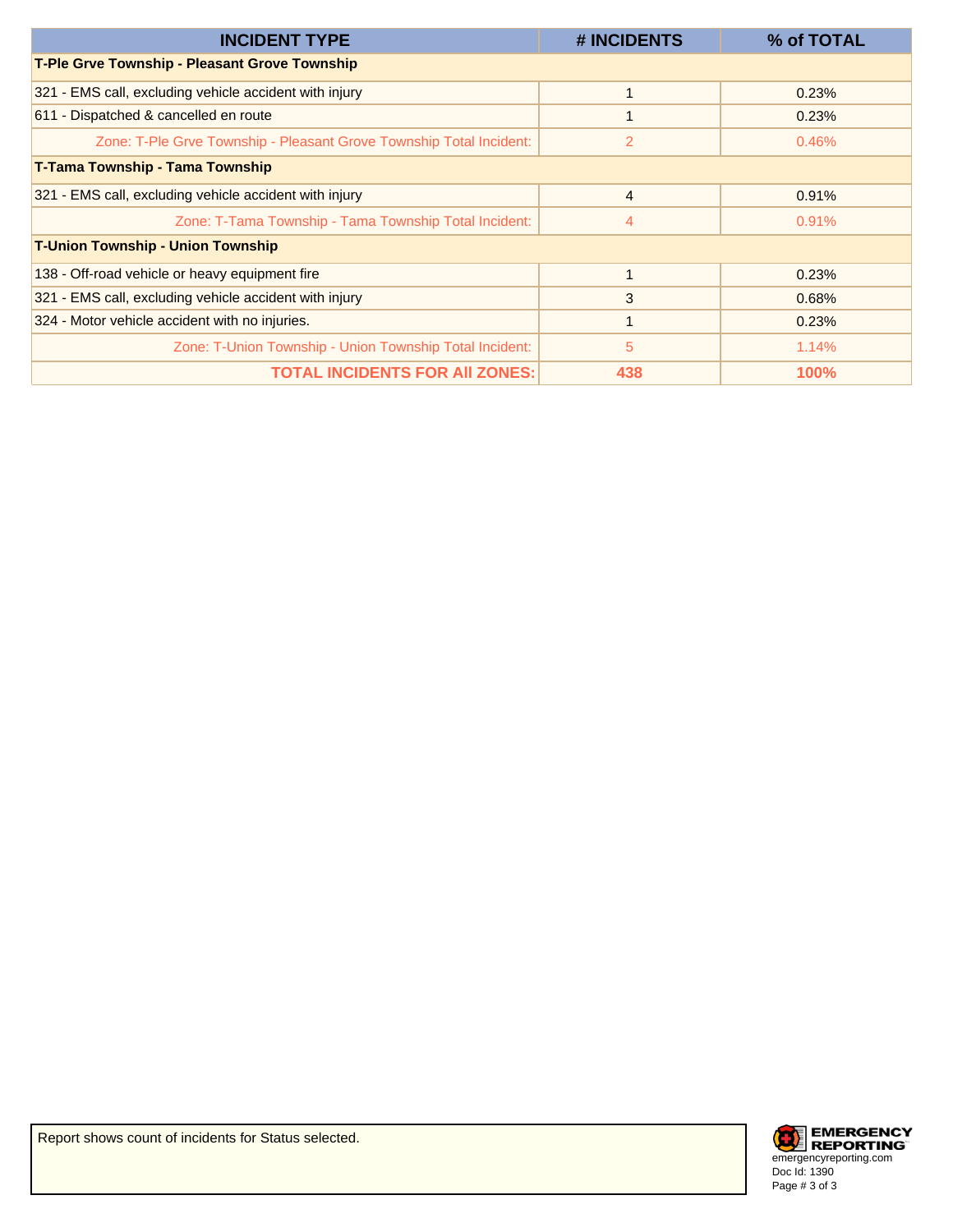| INCIDENT TYPE | # INCIDENTS | % of TOTAL |
|---|---|---|
| **T-Ple Grve Township - Pleasant Grove Township** | | |
| 321 - EMS call, excluding vehicle accident with injury | 1 | 0.23% |
| 611 - Dispatched & cancelled en route | 1 | 0.23% |
| Zone: T-Ple Grve Township - Pleasant Grove Township Total Incident: | 2 | 0.46% |
| **T-Tama Township - Tama Township** | | |
| 321 - EMS call, excluding vehicle accident with injury | 4 | 0.91% |
| Zone: T-Tama Township - Tama Township Total Incident: | 4 | 0.91% |
| **T-Union Township - Union Township** | | |
| 138 - Off-road vehicle or heavy equipment fire | 1 | 0.23% |
| 321 - EMS call, excluding vehicle accident with injury | 3 | 0.68% |
| 324 - Motor vehicle accident with no injuries. | 1 | 0.23% |
| Zone: T-Union Township - Union Township Total Incident: | 5 | 1.14% |
| **TOTAL INCIDENTS FOR All ZONES:** | **438** | **100%** |

Report shows count of incidents for Status selected.

EMERGENCY REPORTING
emergencyreporting.com
Doc Id: 1390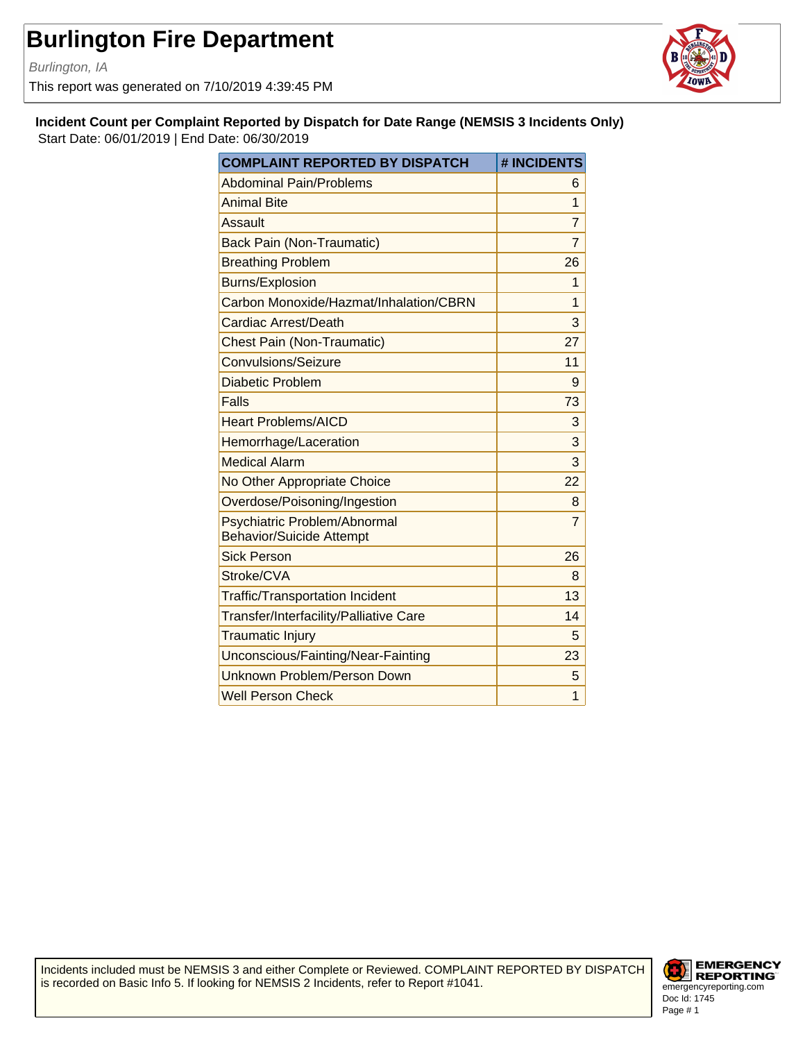# Burlington Fire Department

*Burlington, IA*

This report was generated on 7/10/2019 4:39:45 PM

**Incident Count per Complaint Reported by Dispatch for Date Range (NEMSIS 3 Incidents Only)**

Start Date: 06/01/2019 | End Date: 06/30/2019

| COMPLAINT REPORTED BY DISPATCH | # INCIDENTS |
|---|---|
| Abdominal Pain/Problems | 6 |
| Animal Bite | 1 |
| Assault | 7 |
| Back Pain (Non-Traumatic) | 7 |
| Breathing Problem | 26 |
| Burns/Explosion | 1 |
| Carbon Monoxide/Hazmat/Inhalation/CBRN | 1 |
| Cardiac Arrest/Death | 3 |
| Chest Pain (Non-Traumatic) | 27 |
| Convulsions/Seizure | 11 |
| Diabetic Problem | 9 |
| Falls | 73 |
| Heart Problems/AICD | 3 |
| Hemorrhage/Laceration | 3 |
| Medical Alarm | 3 |
| No Other Appropriate Choice | 22 |
| Overdose/Poisoning/Ingestion | 8 |
| Psychiatric Problem/Abnormal Behavior/Suicide Attempt | 7 |
| Sick Person | 26 |
| Stroke/CVA | 8 |
| Traffic/Transportation Incident | 13 |
| Transfer/Interfacility/Palliative Care | 14 |
| Traumatic Injury | 5 |
| Unconscious/Fainting/Near-Fainting | 23 |
| Unknown Problem/Person Down | 5 |
| Well Person Check | 1 |

Incidents included must be NEMSIS 3 and either Complete or Reviewed. COMPLAINT REPORTED BY DISPATCH is recorded on Basic Info 5. If looking for NEMSIS 2 Incidents, refer to Report #1041.

EMERGENCY REPORTING
emergencyreporting.com
Doc Id: 1745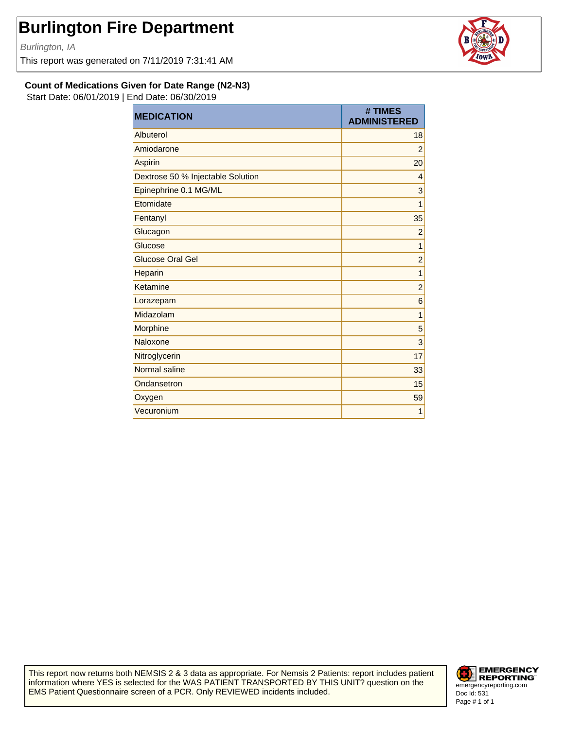# Burlington Fire Department

*Burlington, IA*

This report was generated on 7/11/2019 7:31:41 AM

**Count of Medications Given for Date Range (N2-N3)**

Start Date: 06/01/2019 | End Date: 06/30/2019

| MEDICATION | # TIMES ADMINISTERED |
|---|---|
| Albuterol | 18 |
| Amiodarone | 2 |
| Aspirin | 20 |
| Dextrose 50 % Injectable Solution | 4 |
| Epinephrine 0.1 MG/ML | 3 |
| Etomidate | 1 |
| Fentanyl | 35 |
| Glucagon | 2 |
| Glucose | 1 |
| Glucose Oral Gel | 2 |
| Heparin | 1 |
| Ketamine | 2 |
| Lorazepam | 6 |
| Midazolam | 1 |
| Morphine | 5 |
| Naloxone | 3 |
| Nitroglycerin | 17 |
| Normal saline | 33 |
| Ondansetron | 15 |
| Oxygen | 59 |
| Vecuronium | 1 |

This report now returns both NEMSIS 2 & 3 data as appropriate. For Nemsis 2 Patients: report includes patient information where YES is selected for the WAS PATIENT TRANSPORTED BY THIS UNIT? question on the EMS Patient Questionnaire screen of a PCR. Only REVIEWED incidents included.

EMERGENCY REPORTING
emergencyreporting.com
Doc Id: 531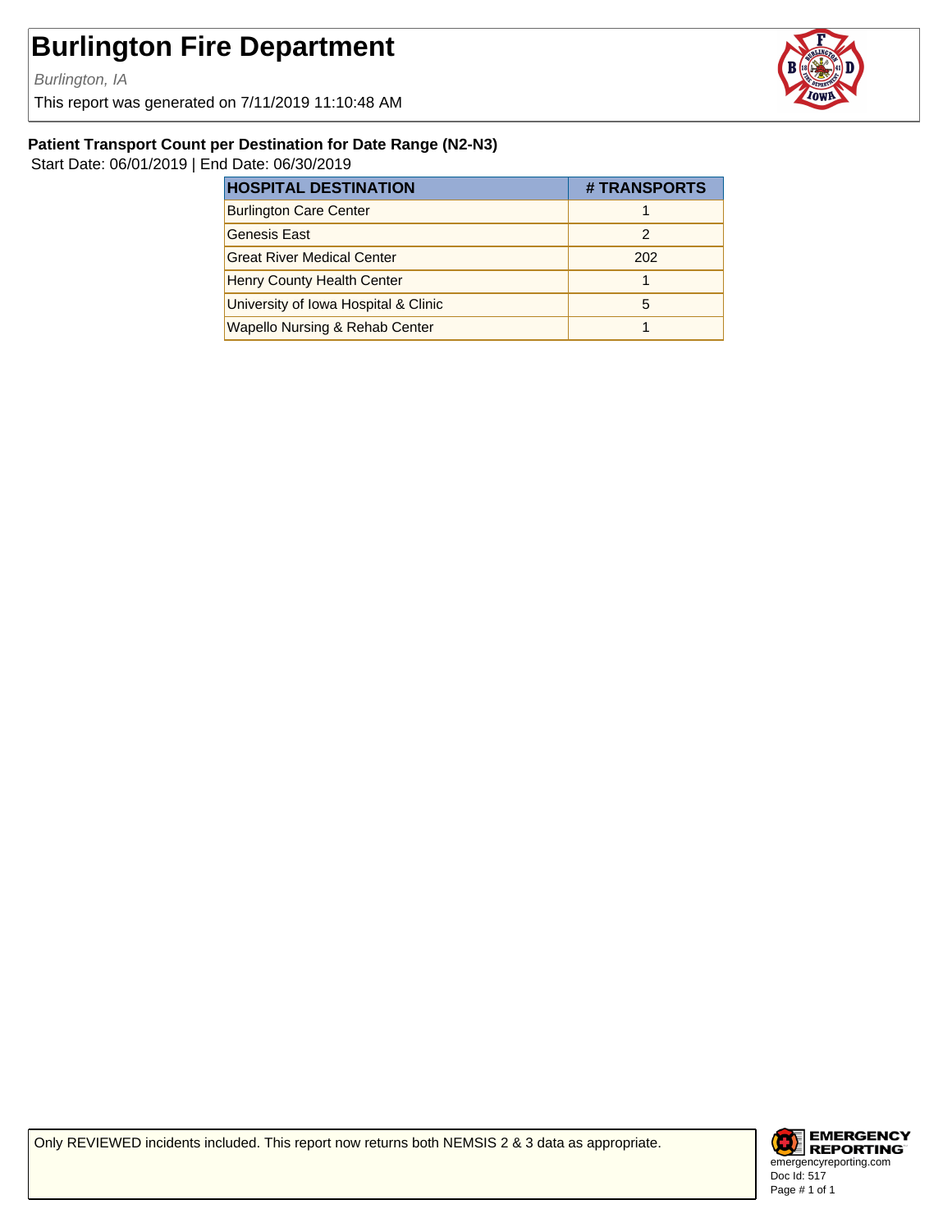# Burlington Fire Department

*Burlington, IA*

This report was generated on 7/11/2019 11:10:48 AM

**Patient Transport Count per Destination for Date Range (N2-N3)**

Start Date: 06/01/2019 | End Date: 06/30/2019

| HOSPITAL DESTINATION | # TRANSPORTS |
|---|---|
| Burlington Care Center | 1 |
| Genesis East | 2 |
| Great River Medical Center | 202 |
| Henry County Health Center | 1 |
| University of Iowa Hospital & Clinic | 5 |
| Wapello Nursing & Rehab Center | 1 |

Only REVIEWED incidents included. This report now returns both NEMSIS 2 & 3 data as appropriate.

EMERGENCY REPORTING
emergencyreporting.com
Doc Id: 517